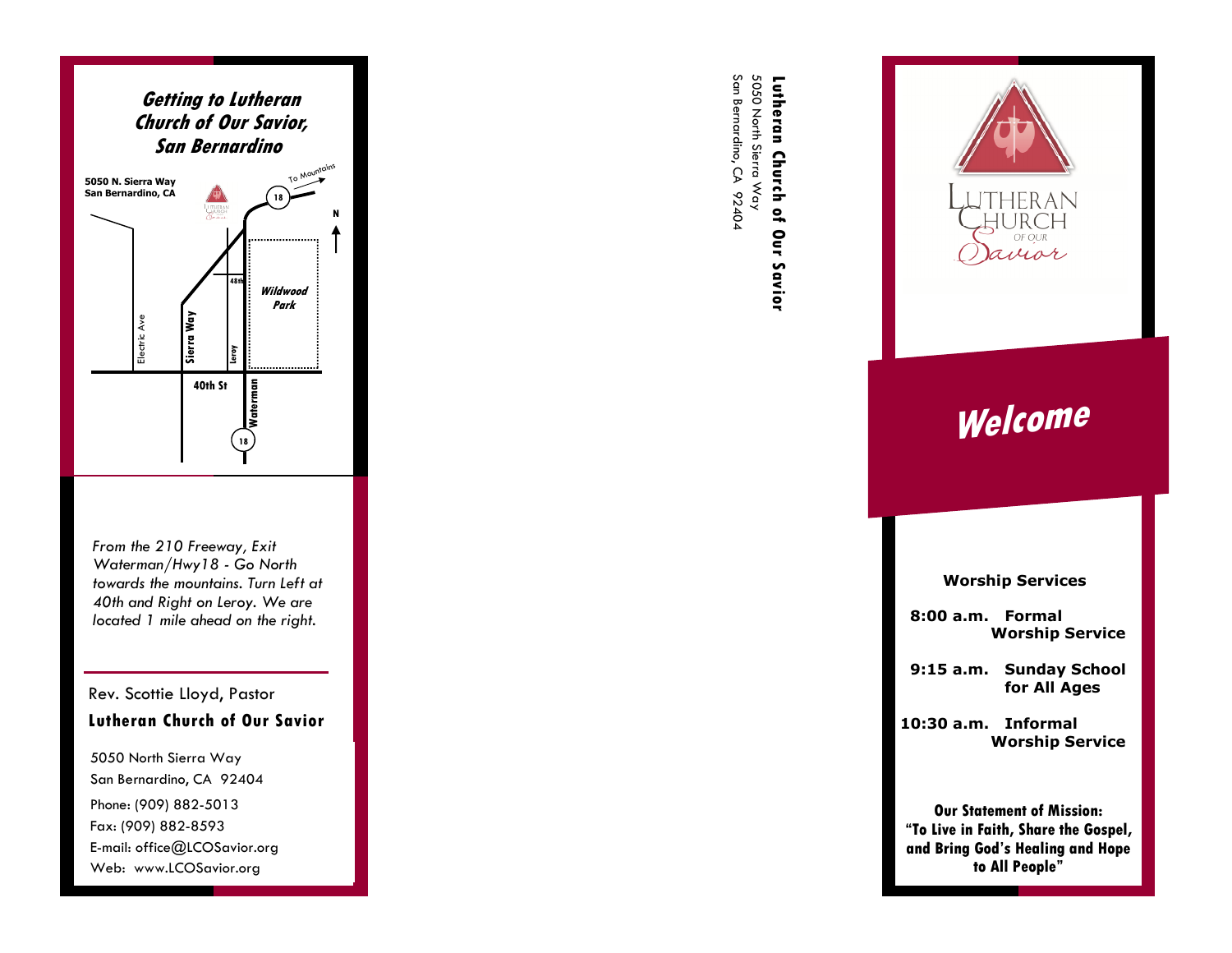## Getting to Lutheran Church of Our Savior, San Bernardino

5050 N. Sierra Way
San Bernardino, CA

To Mountains

18

N

48th

Wildwood Park

Electric Ave

Sierra Way

Leroy

40th St

Waterman

18

*From the 210 Freeway, Exit Waterman/Hwy18 - Go North towards the mountains. Turn Left at 40th and Right on Leroy. We are located 1 mile ahead on the right.*

Rev. Scottie Lloyd, Pastor

**Lutheran Church of Our Savior**

5050 North Sierra Way
San Bernardino, CA 92404
Phone: (909) 882-5013
Fax: (909) 882-8593
E-mail: office@LCOSavior.org
Web: www.LCOSavior.org

**Lutheran Church of Our Savior**
5050 North Sierra Way
San Bernardino, CA 92404

Lutheran Church of Our Savior

# Welcome

**Worship Services**

**8:00 a.m. Formal Worship Service**

**9:15 a.m. Sunday School for All Ages**

**10:30 a.m. Informal Worship Service**

**Our Statement of Mission:**
**"To Live in Faith, Share the Gospel, and Bring God's Healing and Hope to All People"**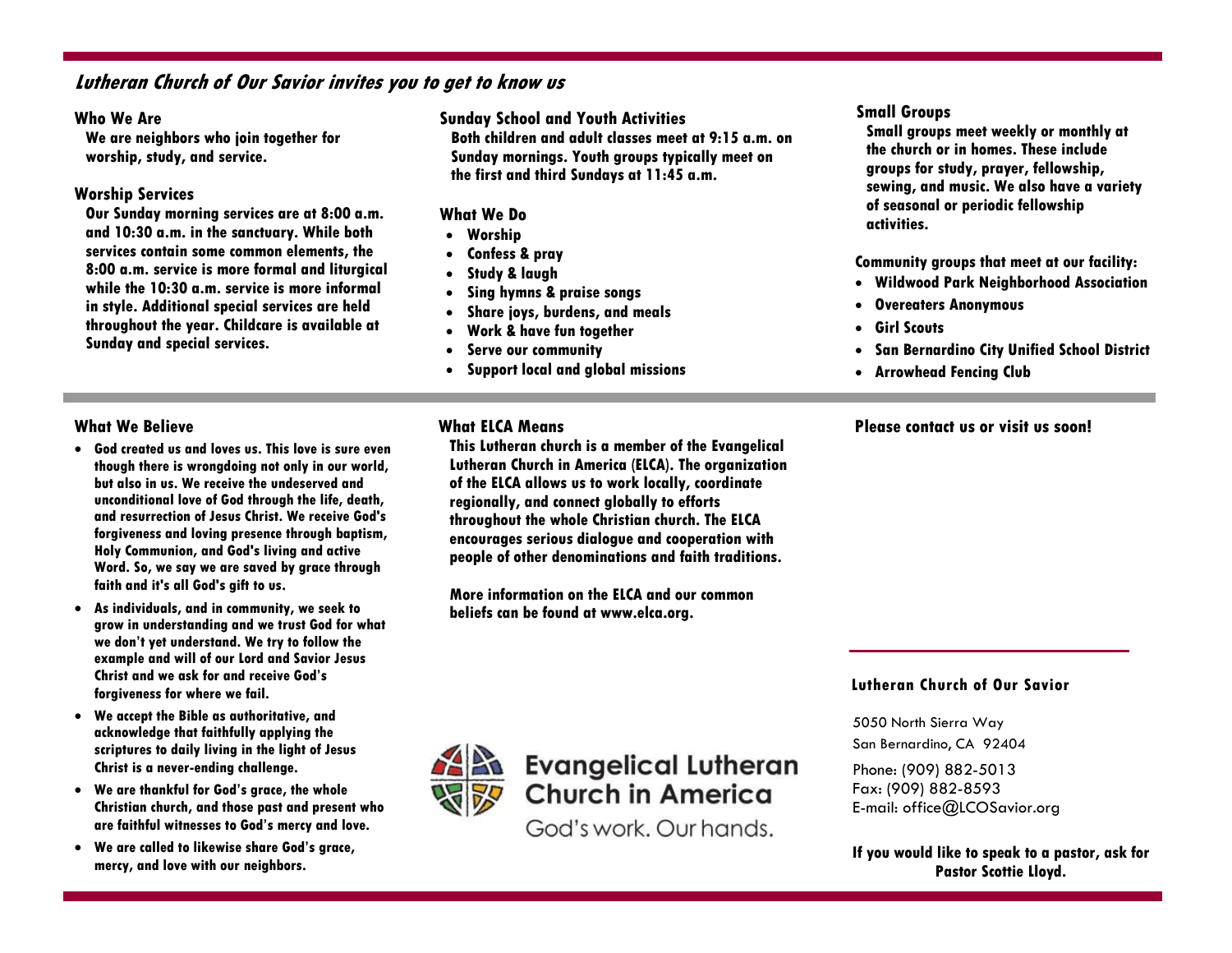## Lutheran Church of Our Savior invites you to get to know us

### Who We Are

We are neighbors who join together for worship, study, and service.

### Worship Services

Our Sunday morning services are at 8:00 a.m. and 10:30 a.m. in the sanctuary. While both services contain some common elements, the 8:00 a.m. service is more formal and liturgical while the 10:30 a.m. service is more informal in style. Additional special services are held throughout the year. Childcare is available at Sunday and special services.

### Sunday School and Youth Activities

Both children and adult classes meet at 9:15 a.m. on Sunday mornings. Youth groups typically meet on the first and third Sundays at 11:45 a.m.

### What We Do

- Worship
- Confess & pray
- Study & laugh
- Sing hymns & praise songs
- Share joys, burdens, and meals
- Work & have fun together
- Serve our community
- Support local and global missions

### Small Groups

Small groups meet weekly or monthly at the church or in homes. These include groups for study, prayer, fellowship, sewing, and music. We also have a variety of seasonal or periodic fellowship activities.

**Community groups that meet at our facility:**

- Wildwood Park Neighborhood Association
- Overeaters Anonymous
- Girl Scouts
- San Bernardino City Unified School District
- Arrowhead Fencing Club

### What We Believe

- God created us and loves us. This love is sure even though there is wrongdoing not only in our world, but also in us. We receive the undeserved and unconditional love of God through the life, death, and resurrection of Jesus Christ. We receive God's forgiveness and loving presence through baptism, Holy Communion, and God's living and active Word. So, we say we are saved by grace through faith and it's all God's gift to us.
- As individuals, and in community, we seek to grow in understanding and we trust God for what we don't yet understand. We try to follow the example and will of our Lord and Savior Jesus Christ and we ask for and receive God's forgiveness for where we fail.
- We accept the Bible as authoritative, and acknowledge that faithfully applying the scriptures to daily living in the light of Jesus Christ is a never-ending challenge.
- We are thankful for God's grace, the whole Christian church, and those past and present who are faithful witnesses to God's mercy and love.
- We are called to likewise share God's grace, mercy, and love with our neighbors.

### What ELCA Means

This Lutheran church is a member of the Evangelical Lutheran Church in America (ELCA). The organization of the ELCA allows us to work locally, coordinate regionally, and connect globally to efforts throughout the whole Christian church. The ELCA encourages serious dialogue and cooperation with people of other denominations and faith traditions.

More information on the ELCA and our common beliefs can be found at www.elca.org.

Evangelical Lutheran Church in America

God's work. Our hands.

**Please contact us or visit us soon!**

**Lutheran Church of Our Savior**

5050 North Sierra Way
San Bernardino, CA 92404

Phone: (909) 882-5013
Fax: (909) 882-8593
E-mail: office@LCOSavior.org

**If you would like to speak to a pastor, ask for Pastor Scottie Lloyd.**